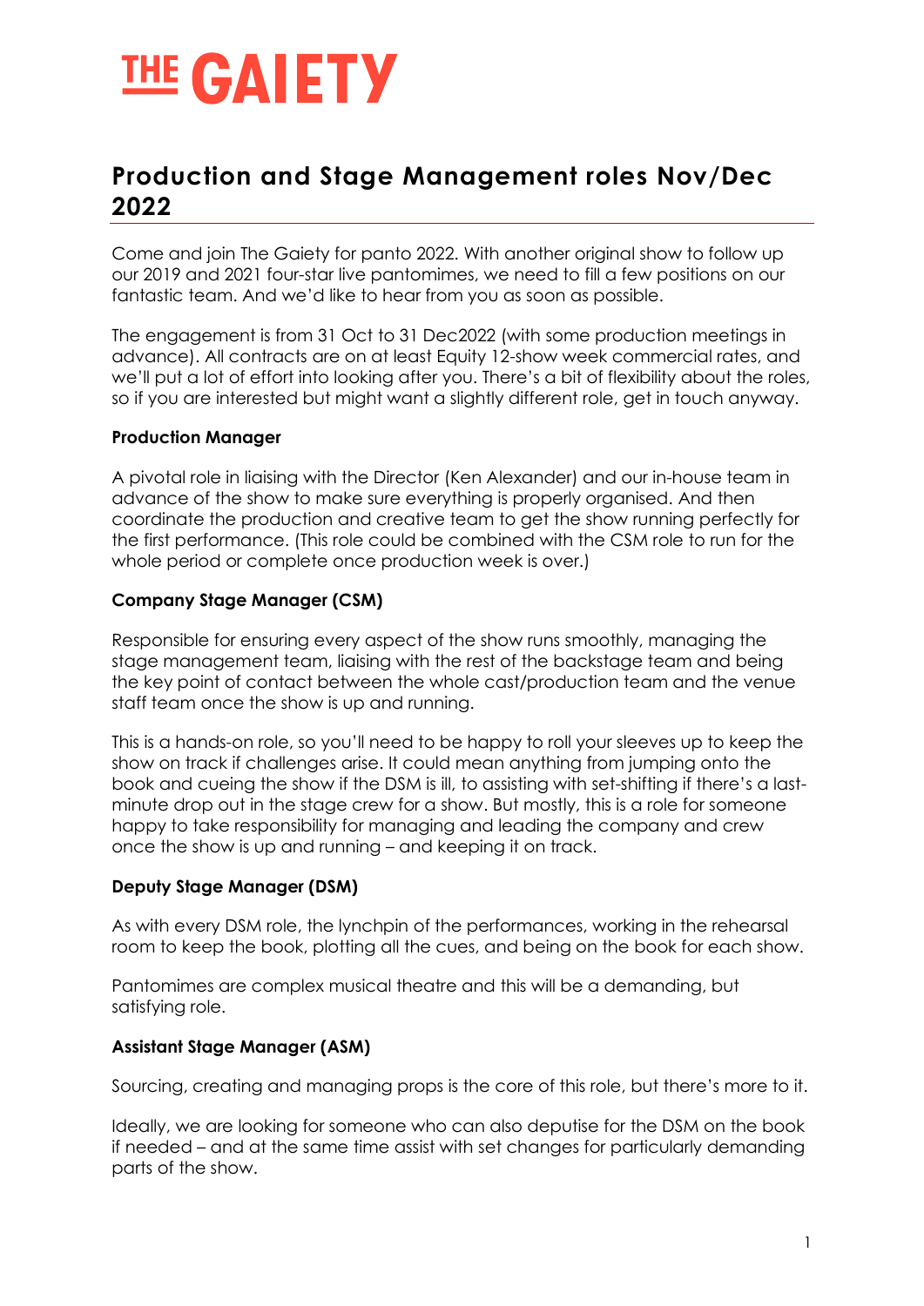# THE GAIETY

## Production and Stage Management roles Nov/Dec 2022

Come and join The Gaiety for panto 2022. With another original show to follow up our 2019 and 2021 four-star live pantomimes, we need to fill a few positions on our fantastic team. And we'd like to hear from you as soon as possible.

The engagement is from 31 Oct to 31 Dec2022 (with some production meetings in advance). All contracts are on at least Equity 12-show week commercial rates, and we'll put a lot of effort into looking after you. There's a bit of flexibility about the roles, so if you are interested but might want a slightly different role, get in touch anyway.

**Production Manager**

A pivotal role in liaising with the Director (Ken Alexander) and our in-house team in advance of the show to make sure everything is properly organised. And then coordinate the production and creative team to get the show running perfectly for the first performance. (This role could be combined with the CSM role to run for the whole period or complete once production week is over.)

**Company Stage Manager (CSM)**

Responsible for ensuring every aspect of the show runs smoothly, managing the stage management team, liaising with the rest of the backstage team and being the key point of contact between the whole cast/production team and the venue staff team once the show is up and running.

This is a hands-on role, so you'll need to be happy to roll your sleeves up to keep the show on track if challenges arise. It could mean anything from jumping onto the book and cueing the show if the DSM is ill, to assisting with set-shifting if there's a last-minute drop out in the stage crew for a show. But mostly, this is a role for someone happy to take responsibility for managing and leading the company and crew once the show is up and running – and keeping it on track.

**Deputy Stage Manager (DSM)**

As with every DSM role, the lynchpin of the performances, working in the rehearsal room to keep the book, plotting all the cues, and being on the book for each show.

Pantomimes are complex musical theatre and this will be a demanding, but satisfying role.

**Assistant Stage Manager (ASM)**

Sourcing, creating and managing props is the core of this role, but there's more to it.

Ideally, we are looking for someone who can also deputise for the DSM on the book if needed – and at the same time assist with set changes for particularly demanding parts of the show.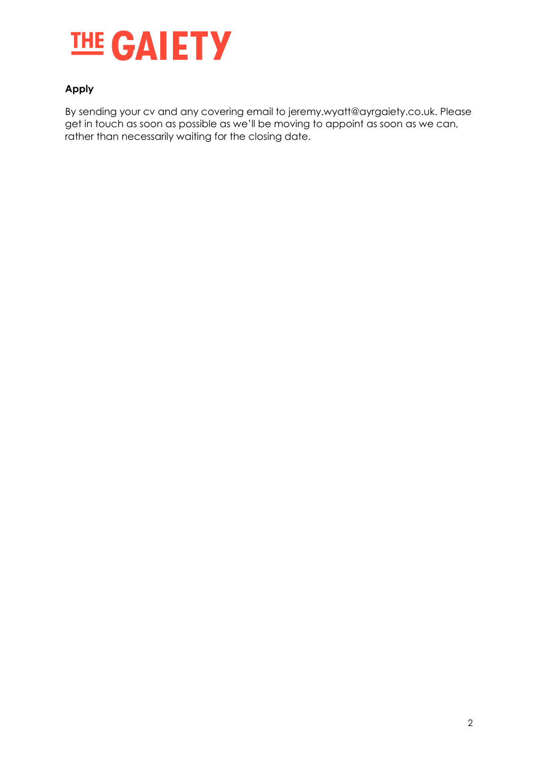THE GAIETY

## Apply

By sending your cv and any covering email to jeremy.wyatt@ayrgaiety.co.uk. Please get in touch as soon as possible as we'll be moving to appoint as soon as we can, rather than necessarily waiting for the closing date.